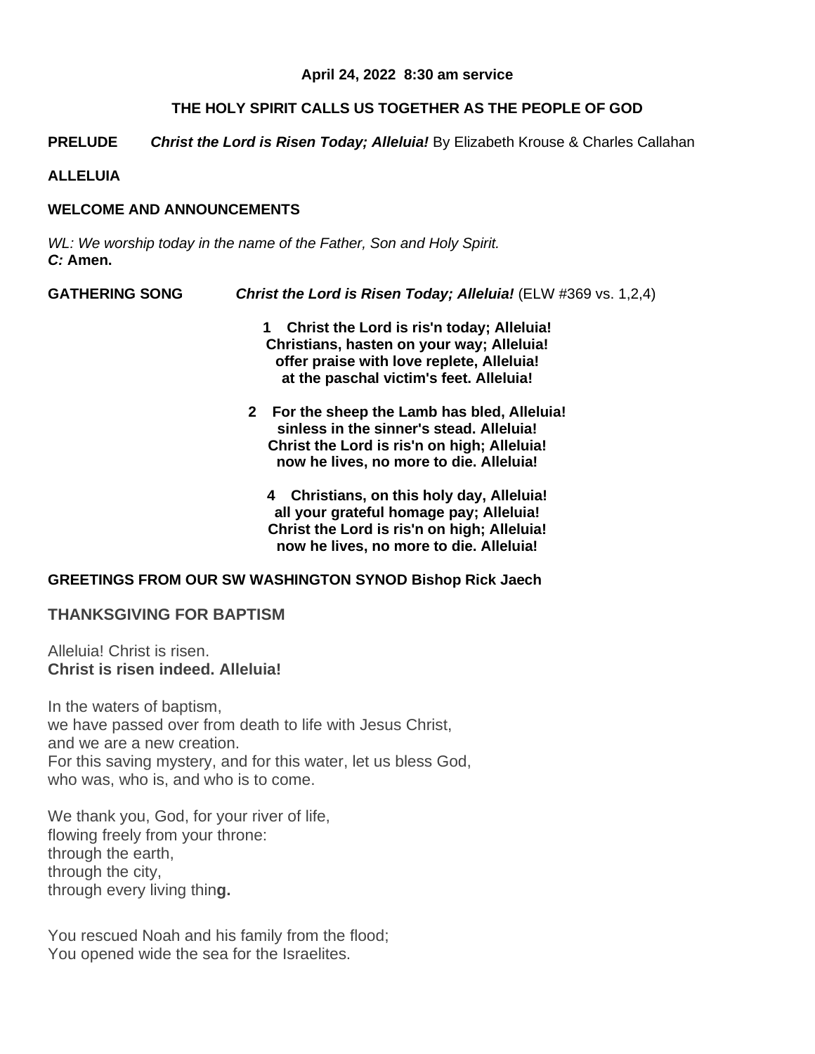**April 24, 2022 8:30 am service**

**THE HOLY SPIRIT CALLS US TOGETHER AS THE PEOPLE OF GOD**

**PRELUDE** ***Christ the Lord is Risen Today; Alleluia!*** By Elizabeth Krouse & Charles Callahan

**ALLELUIA**

**WELCOME AND ANNOUNCEMENTS**

*WL: We worship today in the name of the Father, Son and Holy Spirit.*
***C:*** **Amen.**

**GATHERING SONG** ***Christ the Lord is Risen Today; Alleluia!*** (ELW #369 vs. 1,2,4)

**1 Christ the Lord is ris'n today; Alleluia!**
**Christians, hasten on your way; Alleluia!**
**offer praise with love replete, Alleluia!**
**at the paschal victim's feet. Alleluia!**

**2 For the sheep the Lamb has bled, Alleluia!**
**sinless in the sinner's stead. Alleluia!**
**Christ the Lord is ris'n on high; Alleluia!**
**now he lives, no more to die. Alleluia!**

**4 Christians, on this holy day, Alleluia!**
**all your grateful homage pay; Alleluia!**
**Christ the Lord is ris'n on high; Alleluia!**
**now he lives, no more to die. Alleluia!**

**GREETINGS FROM OUR SW WASHINGTON SYNOD Bishop Rick Jaech**

**THANKSGIVING FOR BAPTISM**

Alleluia! Christ is risen.
**Christ is risen indeed. Alleluia!**

In the waters of baptism,
we have passed over from death to life with Jesus Christ,
and we are a new creation.
For this saving mystery, and for this water, let us bless God,
who was, who is, and who is to come.

We thank you, God, for your river of life,
flowing freely from your throne:
through the earth,
through the city,
through every living thin**g.**

You rescued Noah and his family from the flood;
You opened wide the sea for the Israelites.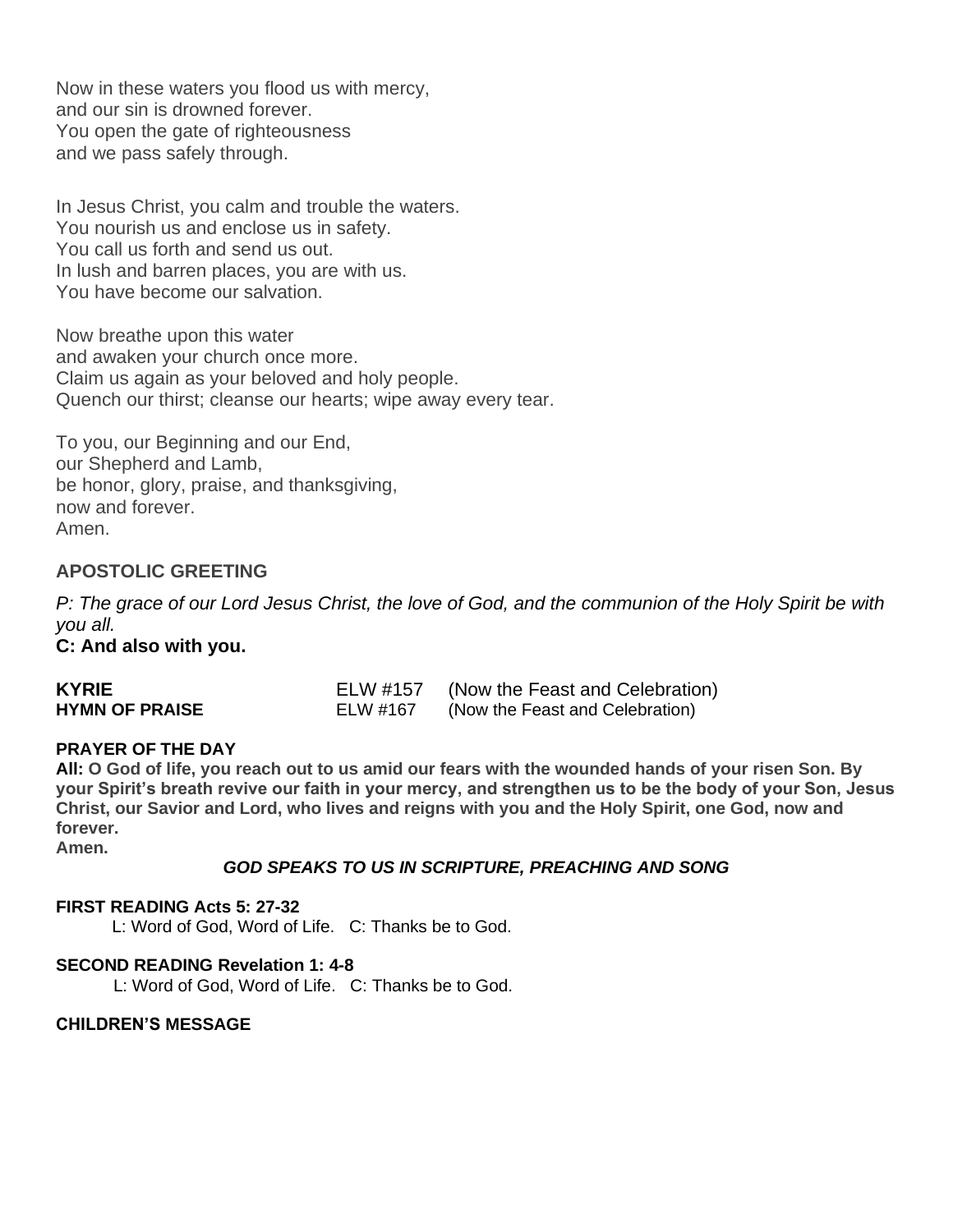Now in these waters you flood us with mercy,
and our sin is drowned forever.
You open the gate of righteousness
and we pass safely through.

In Jesus Christ, you calm and trouble the waters.
You nourish us and enclose us in safety.
You call us forth and send us out.
In lush and barren places, you are with us.
You have become our salvation.

Now breathe upon this water
and awaken your church once more.
Claim us again as your beloved and holy people.
Quench our thirst; cleanse our hearts; wipe away every tear.

To you, our Beginning and our End,
our Shepherd and Lamb,
be honor, glory, praise, and thanksgiving,
now and forever.
Amen.

### APOSTOLIC GREETING

*P: The grace of our Lord Jesus Christ, the love of God, and the communion of the Holy Spirit be with you all.*
**C: And also with you.**

**KYRIE** ELW #157 (Now the Feast and Celebration)
**HYMN OF PRAISE** ELW #167 (Now the Feast and Celebration)

**PRAYER OF THE DAY**
**All: O God of life, you reach out to us amid our fears with the wounded hands of your risen Son. By your Spirit's breath revive our faith in your mercy, and strengthen us to be the body of your Son, Jesus Christ, our Savior and Lord, who lives and reigns with you and the Holy Spirit, one God, now and forever.**
**Amen.**

***GOD SPEAKS TO US IN SCRIPTURE, PREACHING AND SONG***

**FIRST READING Acts 5: 27-32**
L: Word of God, Word of Life. C: Thanks be to God.

**SECOND READING Revelation 1: 4-8**
L: Word of God, Word of Life. C: Thanks be to God.

**CHILDREN'S MESSAGE**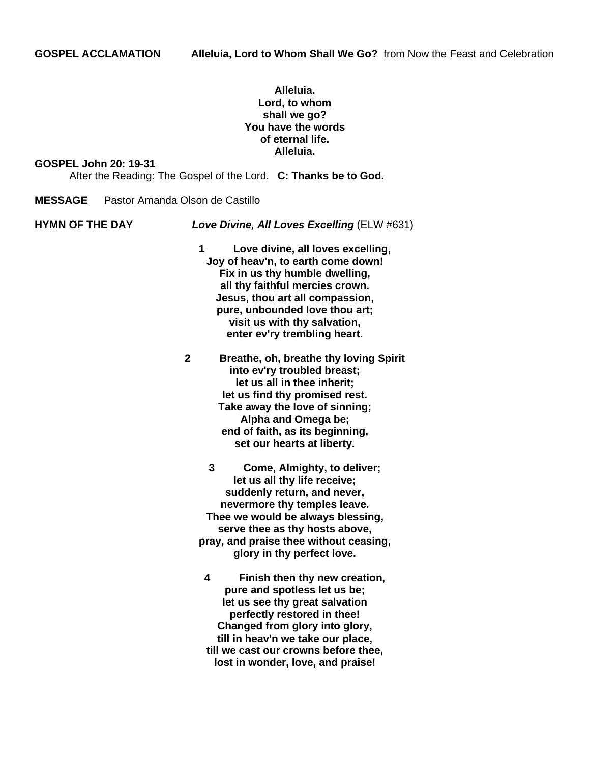**GOSPEL ACCLAMATION** **Alleluia, Lord to Whom Shall We Go?** from Now the Feast and Celebration

**Alleluia.**
**Lord, to whom**
**shall we go?**
**You have the words**
**of eternal life.**
**Alleluia.**

**GOSPEL John 20: 19-31**

After the Reading: The Gospel of the Lord. **C: Thanks be to God.**

**MESSAGE** Pastor Amanda Olson de Castillo

**HYMN OF THE DAY** ***Love Divine, All Loves Excelling*** (ELW #631)

**1 Love divine, all loves excelling,**
**Joy of heav'n, to earth come down!**
**Fix in us thy humble dwelling,**
**all thy faithful mercies crown.**
**Jesus, thou art all compassion,**
**pure, unbounded love thou art;**
**visit us with thy salvation,**
**enter ev'ry trembling heart.**

**2 Breathe, oh, breathe thy loving Spirit**
**into ev'ry troubled breast;**
**let us all in thee inherit;**
**let us find thy promised rest.**
**Take away the love of sinning;**
**Alpha and Omega be;**
**end of faith, as its beginning,**
**set our hearts at liberty.**

**3 Come, Almighty, to deliver;**
**let us all thy life receive;**
**suddenly return, and never,**
**nevermore thy temples leave.**
**Thee we would be always blessing,**
**serve thee as thy hosts above,**
**pray, and praise thee without ceasing,**
**glory in thy perfect love.**

**4 Finish then thy new creation,**
**pure and spotless let us be;**
**let us see thy great salvation**
**perfectly restored in thee!**
**Changed from glory into glory,**
**till in heav'n we take our place,**
**till we cast our crowns before thee,**
**lost in wonder, love, and praise!**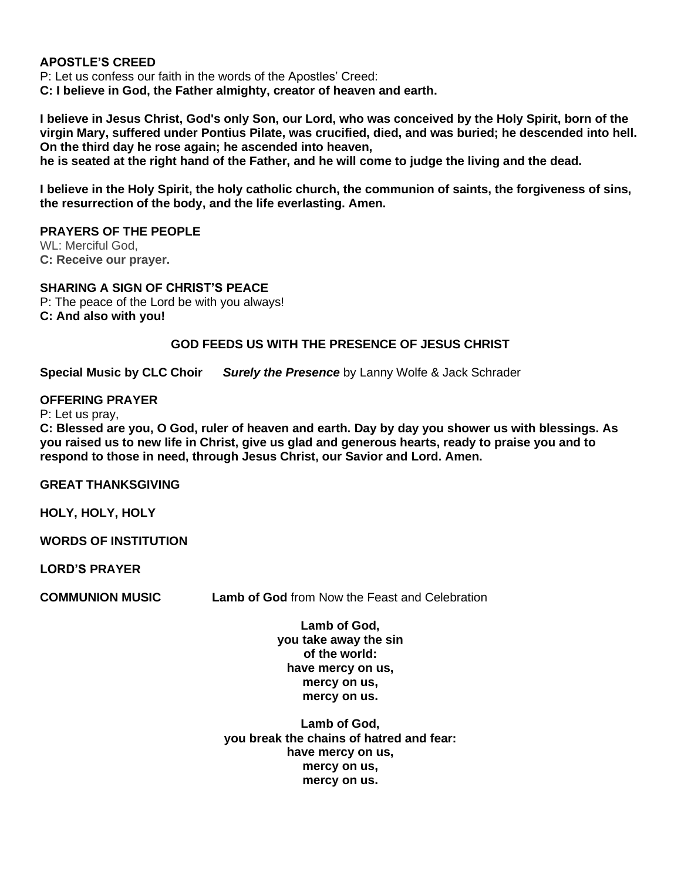**APOSTLE'S CREED**

P: Let us confess our faith in the words of the Apostles' Creed:
**C: I believe in God, the Father almighty, creator of heaven and earth.**

**I believe in Jesus Christ, God's only Son, our Lord, who was conceived by the Holy Spirit, born of the virgin Mary, suffered under Pontius Pilate, was crucified, died, and was buried; he descended into hell. On the third day he rose again; he ascended into heaven,**
**he is seated at the right hand of the Father, and he will come to judge the living and the dead.**

**I believe in the Holy Spirit, the holy catholic church, the communion of saints, the forgiveness of sins, the resurrection of the body, and the life everlasting. Amen.**

**PRAYERS OF THE PEOPLE**

WL: Merciful God,
**C: Receive our prayer.**

**SHARING A SIGN OF CHRIST'S PEACE**

P: The peace of the Lord be with you always!
**C: And also with you!**

**GOD FEEDS US WITH THE PRESENCE OF JESUS CHRIST**

**Special Music by CLC Choir** ***Surely the Presence*** by Lanny Wolfe & Jack Schrader

**OFFERING PRAYER**

P: Let us pray,
**C: Blessed are you, O God, ruler of heaven and earth. Day by day you shower us with blessings. As you raised us to new life in Christ, give us glad and generous hearts, ready to praise you and to respond to those in need, through Jesus Christ, our Savior and Lord. Amen.**

**GREAT THANKSGIVING**

**HOLY, HOLY, HOLY**

**WORDS OF INSTITUTION**

**LORD'S PRAYER**

**COMMUNION MUSIC** **Lamb of God** from Now the Feast and Celebration

**Lamb of God,**
**you take away the sin**
**of the world:**
**have mercy on us,**
**mercy on us,**
**mercy on us.**

**Lamb of God,**
**you break the chains of hatred and fear:**
**have mercy on us,**
**mercy on us,**
**mercy on us.**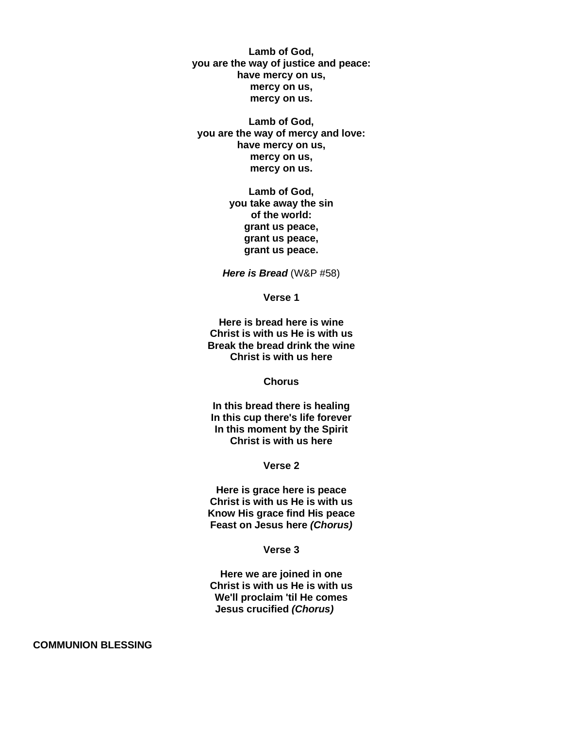**Lamb of God,**
**you are the way of justice and peace:**
**have mercy on us,**
**mercy on us,**
**mercy on us.**

**Lamb of God,**
**you are the way of mercy and love:**
**have mercy on us,**
**mercy on us,**
**mercy on us.**

**Lamb of God,**
**you take away the sin**
**of the world:**
**grant us peace,**
**grant us peace,**
**grant us peace.**

***Here is Bread*** (W&P #58)

**Verse 1**

**Here is bread here is wine**
**Christ is with us He is with us**
**Break the bread drink the wine**
**Christ is with us here**

**Chorus**

**In this bread there is healing**
**In this cup there's life forever**
**In this moment by the Spirit**
**Christ is with us here**

**Verse 2**

**Here is grace here is peace**
**Christ is with us He is with us**
**Know His grace find His peace**
**Feast on Jesus here *(Chorus)***

**Verse 3**

**Here we are joined in one**
**Christ is with us He is with us**
**We'll proclaim 'til He comes**
**Jesus crucified *(Chorus)***

**COMMUNION BLESSING**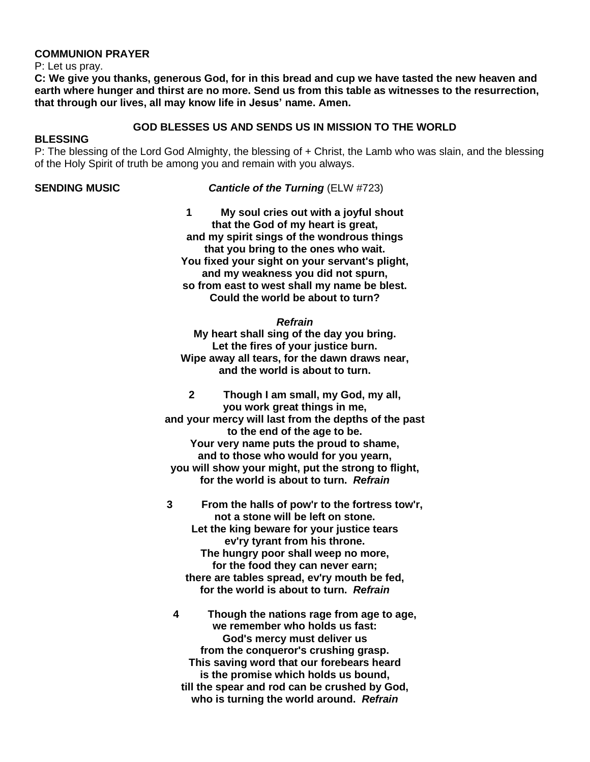**COMMUNION PRAYER**

P: Let us pray.

**C: We give you thanks, generous God, for in this bread and cup we have tasted the new heaven and earth where hunger and thirst are no more. Send us from this table as witnesses to the resurrection, that through our lives, all may know life in Jesus' name. Amen.**

**GOD BLESSES US AND SENDS US IN MISSION TO THE WORLD**

**BLESSING**

P: The blessing of the Lord God Almighty, the blessing of + Christ, the Lamb who was slain, and the blessing of the Holy Spirit of truth be among you and remain with you always.

**SENDING MUSIC** ***Canticle of the Turning*** (ELW #723)

**1 My soul cries out with a joyful shout**
**that the God of my heart is great,**
**and my spirit sings of the wondrous things**
**that you bring to the ones who wait.**
**You fixed your sight on your servant's plight,**
**and my weakness you did not spurn,**
**so from east to west shall my name be blest.**
**Could the world be about to turn?**

***Refrain***
**My heart shall sing of the day you bring.**
**Let the fires of your justice burn.**
**Wipe away all tears, for the dawn draws near,**
**and the world is about to turn.**

**2 Though I am small, my God, my all,**
**you work great things in me,**
**and your mercy will last from the depths of the past**
**to the end of the age to be.**
**Your very name puts the proud to shame,**
**and to those who would for you yearn,**
**you will show your might, put the strong to flight,**
**for the world is about to turn. *Refrain***

**3 From the halls of pow'r to the fortress tow'r,**
**not a stone will be left on stone.**
**Let the king beware for your justice tears**
**ev'ry tyrant from his throne.**
**The hungry poor shall weep no more,**
**for the food they can never earn;**
**there are tables spread, ev'ry mouth be fed,**
**for the world is about to turn. *Refrain***

**4 Though the nations rage from age to age,**
**we remember who holds us fast:**
**God's mercy must deliver us**
**from the conqueror's crushing grasp.**
**This saving word that our forebears heard**
**is the promise which holds us bound,**
**till the spear and rod can be crushed by God,**
**who is turning the world around. *Refrain***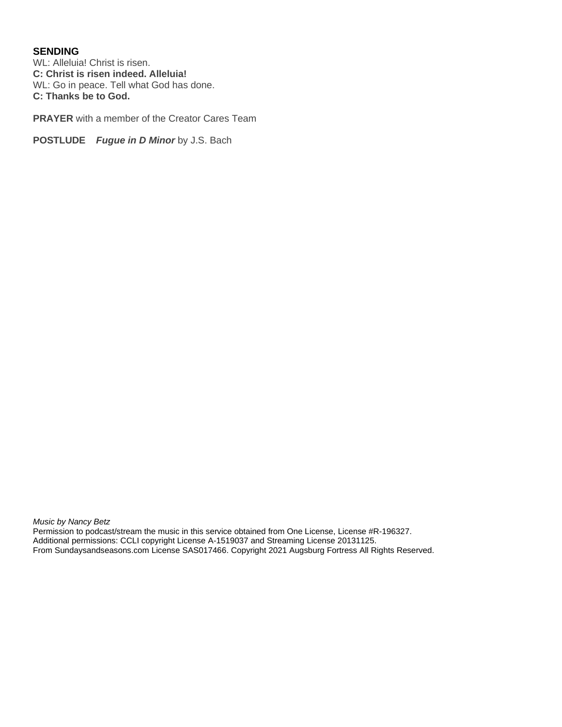**SENDING**
WL: Alleluia! Christ is risen.
**C: Christ is risen indeed. Alleluia!**
WL: Go in peace. Tell what God has done.
**C: Thanks be to God.**

**PRAYER** with a member of the Creator Cares Team

**POSTLUDE** ***Fugue in D Minor*** by J.S. Bach

*Music by Nancy Betz*
Permission to podcast/stream the music in this service obtained from One License, License #R-196327.
Additional permissions: CCLI copyright License A-1519037 and Streaming License 20131125.
From Sundaysandseasons.com License SAS017466. Copyright 2021 Augsburg Fortress All Rights Reserved.